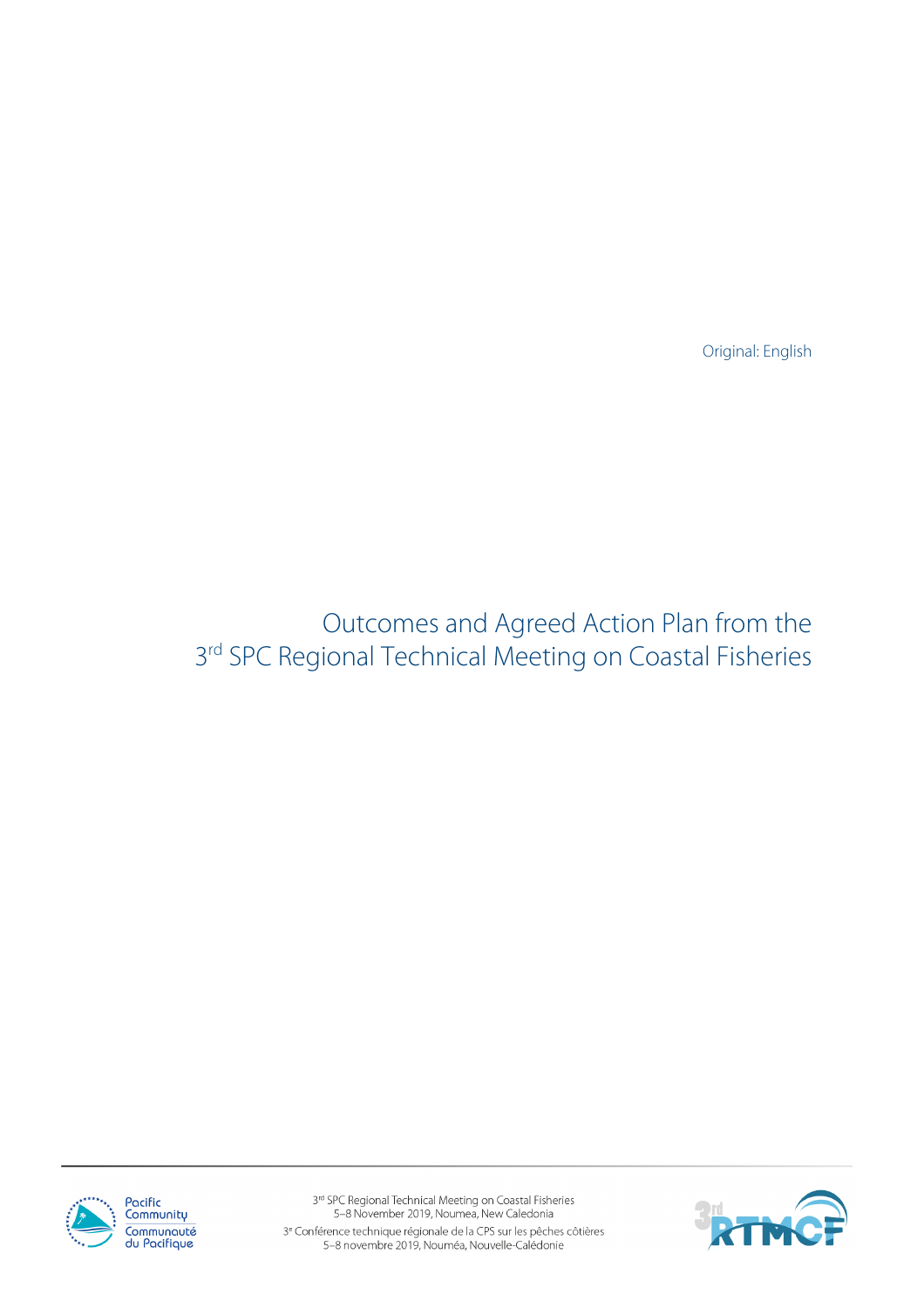Original: English

# Outcomes and Agreed Action Plan from the 3rd SPC Regional Technical Meeting on Coastal Fisheries

3rd SPC Regional Technical Meeting on Coastal Fisheries
5–8 November 2019, Noumea, New Caledonia

3e Conférence technique régionale de la CPS sur les pêches côtières
5–8 novembre 2019, Nouméa, Nouvelle-Calédonie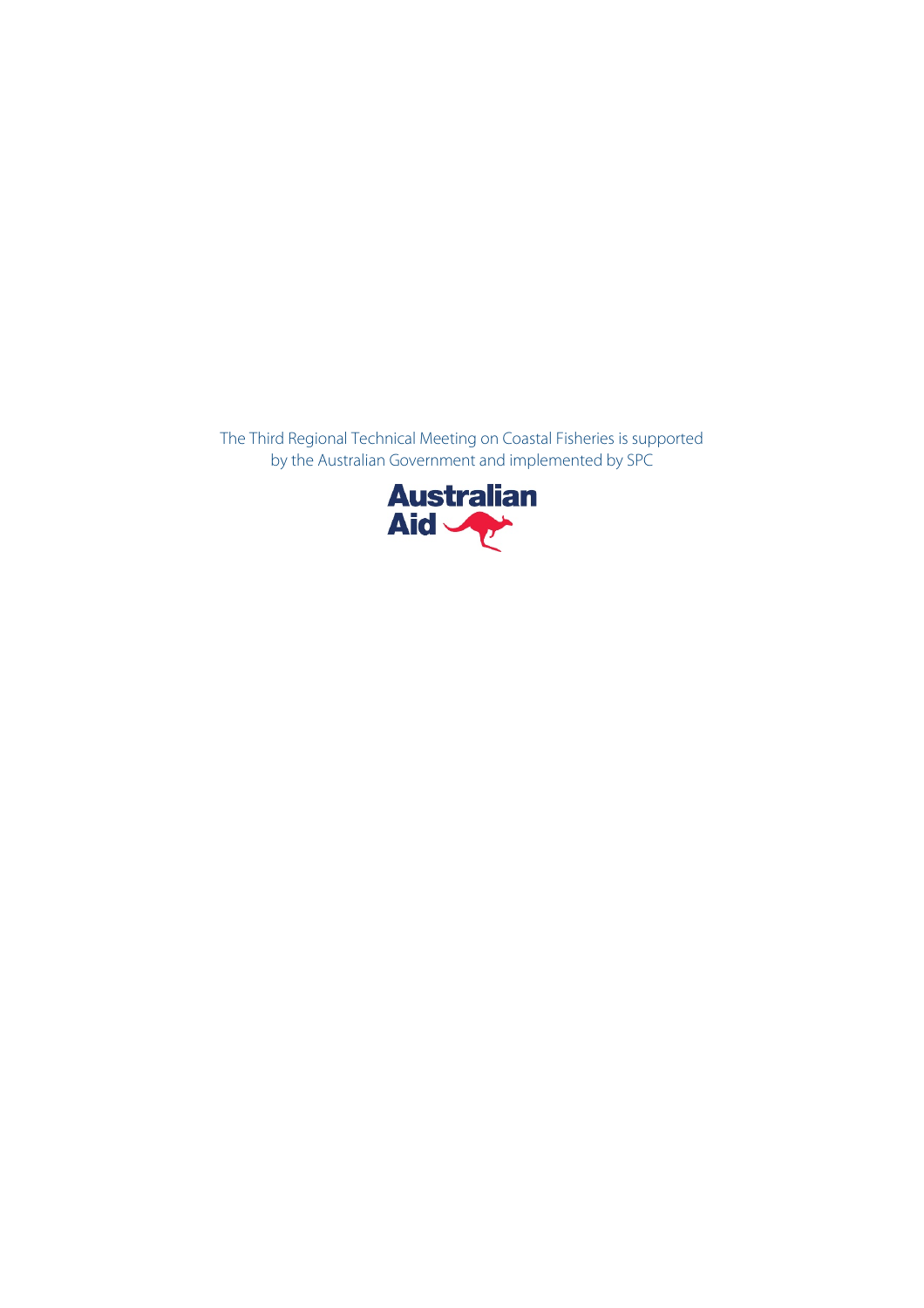The Third Regional Technical Meeting on Coastal Fisheries is supported by the Australian Government and implemented by SPC

Australian Aid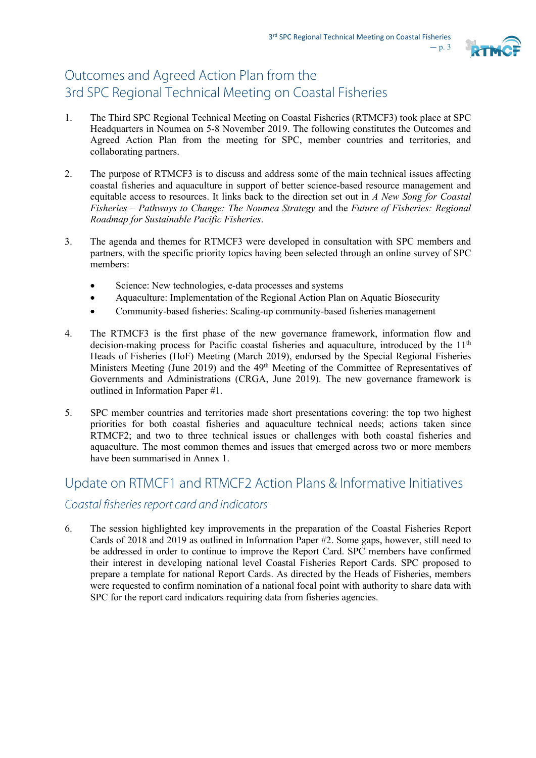# Outcomes and Agreed Action Plan from the 3rd SPC Regional Technical Meeting on Coastal Fisheries

1. The Third SPC Regional Technical Meeting on Coastal Fisheries (RTMCF3) took place at SPC Headquarters in Noumea on 5-8 November 2019. The following constitutes the Outcomes and Agreed Action Plan from the meeting for SPC, member countries and territories, and collaborating partners.

2. The purpose of RTMCF3 is to discuss and address some of the main technical issues affecting coastal fisheries and aquaculture in support of better science-based resource management and equitable access to resources. It links back to the direction set out in *A New Song for Coastal Fisheries – Pathways to Change: The Noumea Strategy* and the *Future of Fisheries: Regional Roadmap for Sustainable Pacific Fisheries*.

3. The agenda and themes for RTMCF3 were developed in consultation with SPC members and partners, with the specific priority topics having been selected through an online survey of SPC members:

   - Science: New technologies, e-data processes and systems
   - Aquaculture: Implementation of the Regional Action Plan on Aquatic Biosecurity
   - Community-based fisheries: Scaling-up community-based fisheries management

4. The RTMCF3 is the first phase of the new governance framework, information flow and decision-making process for Pacific coastal fisheries and aquaculture, introduced by the 11th Heads of Fisheries (HoF) Meeting (March 2019), endorsed by the Special Regional Fisheries Ministers Meeting (June 2019) and the 49th Meeting of the Committee of Representatives of Governments and Administrations (CRGA, June 2019). The new governance framework is outlined in Information Paper #1.

5. SPC member countries and territories made short presentations covering: the top two highest priorities for both coastal fisheries and aquaculture technical needs; actions taken since RTMCF2; and two to three technical issues or challenges with both coastal fisheries and aquaculture. The most common themes and issues that emerged across two or more members have been summarised in Annex 1.

## Update on RTMCF1 and RTMCF2 Action Plans & Informative Initiatives

### *Coastal fisheries report card and indicators*

6. The session highlighted key improvements in the preparation of the Coastal Fisheries Report Cards of 2018 and 2019 as outlined in Information Paper #2. Some gaps, however, still need to be addressed in order to continue to improve the Report Card. SPC members have confirmed their interest in developing national level Coastal Fisheries Report Cards. SPC proposed to prepare a template for national Report Cards. As directed by the Heads of Fisheries, members were requested to confirm nomination of a national focal point with authority to share data with SPC for the report card indicators requiring data from fisheries agencies.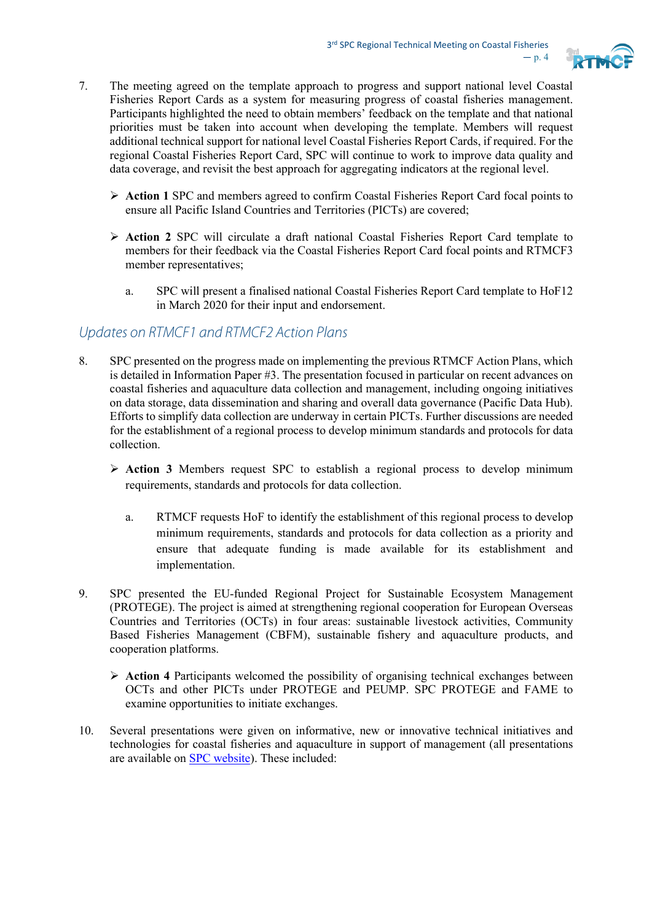7. The meeting agreed on the template approach to progress and support national level Coastal Fisheries Report Cards as a system for measuring progress of coastal fisheries management. Participants highlighted the need to obtain members' feedback on the template and that national priorities must be taken into account when developing the template. Members will request additional technical support for national level Coastal Fisheries Report Cards, if required. For the regional Coastal Fisheries Report Card, SPC will continue to work to improve data quality and data coverage, and revisit the best approach for aggregating indicators at the regional level.

   - **Action 1** SPC and members agreed to confirm Coastal Fisheries Report Card focal points to ensure all Pacific Island Countries and Territories (PICTs) are covered;

   - **Action 2** SPC will circulate a draft national Coastal Fisheries Report Card template to members for their feedback via the Coastal Fisheries Report Card focal points and RTMCF3 member representatives;

     a. SPC will present a finalised national Coastal Fisheries Report Card template to HoF12 in March 2020 for their input and endorsement.

## *Updates on RTMCF1 and RTMCF2 Action Plans*

8. SPC presented on the progress made on implementing the previous RTMCF Action Plans, which is detailed in Information Paper #3. The presentation focused in particular on recent advances on coastal fisheries and aquaculture data collection and management, including ongoing initiatives on data storage, data dissemination and sharing and overall data governance (Pacific Data Hub). Efforts to simplify data collection are underway in certain PICTs. Further discussions are needed for the establishment of a regional process to develop minimum standards and protocols for data collection.

   - **Action 3** Members request SPC to establish a regional process to develop minimum requirements, standards and protocols for data collection.

     a. RTMCF requests HoF to identify the establishment of this regional process to develop minimum requirements, standards and protocols for data collection as a priority and ensure that adequate funding is made available for its establishment and implementation.

9. SPC presented the EU-funded Regional Project for Sustainable Ecosystem Management (PROTEGE). The project is aimed at strengthening regional cooperation for European Overseas Countries and Territories (OCTs) in four areas: sustainable livestock activities, Community Based Fisheries Management (CBFM), sustainable fishery and aquaculture products, and cooperation platforms.

   - **Action 4** Participants welcomed the possibility of organising technical exchanges between OCTs and other PICTs under PROTEGE and PEUMP. SPC PROTEGE and FAME to examine opportunities to initiate exchanges.

10. Several presentations were given on informative, new or innovative technical initiatives and technologies for coastal fisheries and aquaculture in support of management (all presentations are available on SPC website). These included: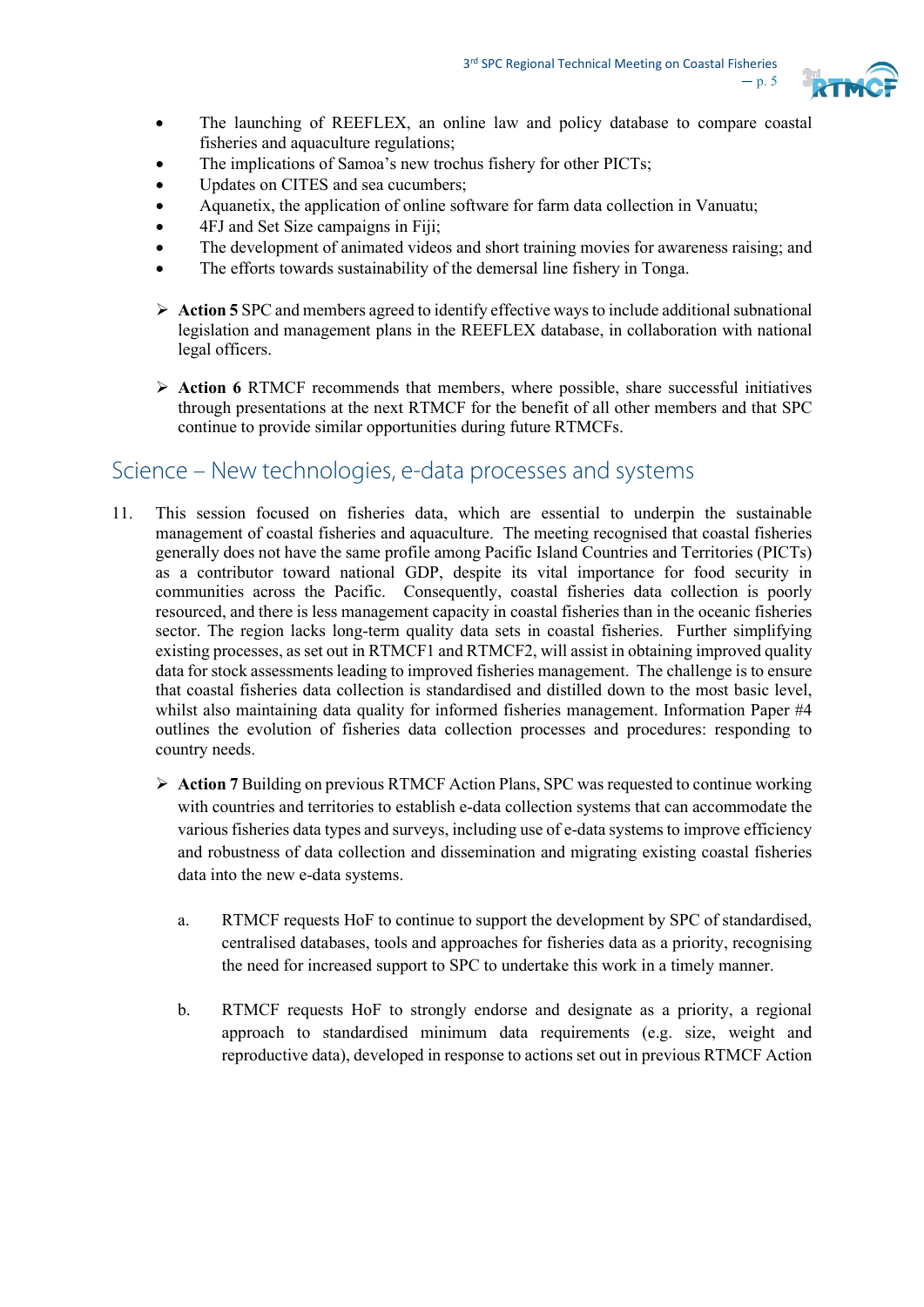- The launching of REEFLEX, an online law and policy database to compare coastal fisheries and aquaculture regulations;
- The implications of Samoa's new trochus fishery for other PICTs;
- Updates on CITES and sea cucumbers;
- Aquanetix, the application of online software for farm data collection in Vanuatu;
- 4FJ and Set Size campaigns in Fiji;
- The development of animated videos and short training movies for awareness raising; and
- The efforts towards sustainability of the demersal line fishery in Tonga.

> ➢ **Action 5** SPC and members agreed to identify effective ways to include additional subnational legislation and management plans in the REEFLEX database, in collaboration with national legal officers.

> ➢ **Action 6** RTMCF recommends that members, where possible, share successful initiatives through presentations at the next RTMCF for the benefit of all other members and that SPC continue to provide similar opportunities during future RTMCFs.

## Science – New technologies, e-data processes and systems

11. This session focused on fisheries data, which are essential to underpin the sustainable management of coastal fisheries and aquaculture. The meeting recognised that coastal fisheries generally does not have the same profile among Pacific Island Countries and Territories (PICTs) as a contributor toward national GDP, despite its vital importance for food security in communities across the Pacific. Consequently, coastal fisheries data collection is poorly resourced, and there is less management capacity in coastal fisheries than in the oceanic fisheries sector. The region lacks long-term quality data sets in coastal fisheries. Further simplifying existing processes, as set out in RTMCF1 and RTMCF2, will assist in obtaining improved quality data for stock assessments leading to improved fisheries management. The challenge is to ensure that coastal fisheries data collection is standardised and distilled down to the most basic level, whilst also maintaining data quality for informed fisheries management. Information Paper #4 outlines the evolution of fisheries data collection processes and procedures: responding to country needs.

> ➢ **Action 7** Building on previous RTMCF Action Plans, SPC was requested to continue working with countries and territories to establish e-data collection systems that can accommodate the various fisheries data types and surveys, including use of e-data systems to improve efficiency and robustness of data collection and dissemination and migrating existing coastal fisheries data into the new e-data systems.
>
> a. RTMCF requests HoF to continue to support the development by SPC of standardised, centralised databases, tools and approaches for fisheries data as a priority, recognising the need for increased support to SPC to undertake this work in a timely manner.
>
> b. RTMCF requests HoF to strongly endorse and designate as a priority, a regional approach to standardised minimum data requirements (e.g. size, weight and reproductive data), developed in response to actions set out in previous RTMCF Action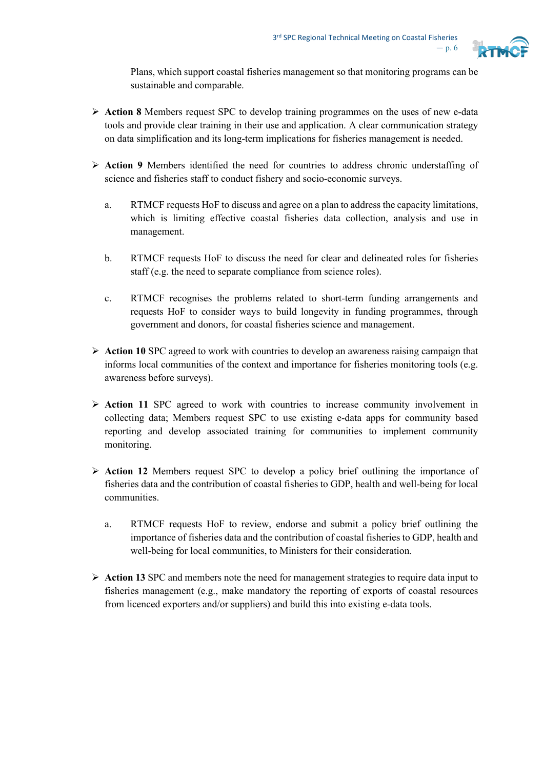Plans, which support coastal fisheries management so that monitoring programs can be sustainable and comparable.

- **Action 8** Members request SPC to develop training programmes on the uses of new e-data tools and provide clear training in their use and application. A clear communication strategy on data simplification and its long-term implications for fisheries management is needed.

- **Action 9** Members identified the need for countries to address chronic understaffing of science and fisheries staff to conduct fishery and socio-economic surveys.

  a. RTMCF requests HoF to discuss and agree on a plan to address the capacity limitations, which is limiting effective coastal fisheries data collection, analysis and use in management.

  b. RTMCF requests HoF to discuss the need for clear and delineated roles for fisheries staff (e.g. the need to separate compliance from science roles).

  c. RTMCF recognises the problems related to short-term funding arrangements and requests HoF to consider ways to build longevity in funding programmes, through government and donors, for coastal fisheries science and management.

- **Action 10** SPC agreed to work with countries to develop an awareness raising campaign that informs local communities of the context and importance for fisheries monitoring tools (e.g. awareness before surveys).

- **Action 11** SPC agreed to work with countries to increase community involvement in collecting data; Members request SPC to use existing e-data apps for community based reporting and develop associated training for communities to implement community monitoring.

- **Action 12** Members request SPC to develop a policy brief outlining the importance of fisheries data and the contribution of coastal fisheries to GDP, health and well-being for local communities.

  a. RTMCF requests HoF to review, endorse and submit a policy brief outlining the importance of fisheries data and the contribution of coastal fisheries to GDP, health and well-being for local communities, to Ministers for their consideration.

- **Action 13** SPC and members note the need for management strategies to require data input to fisheries management (e.g., make mandatory the reporting of exports of coastal resources from licenced exporters and/or suppliers) and build this into existing e-data tools.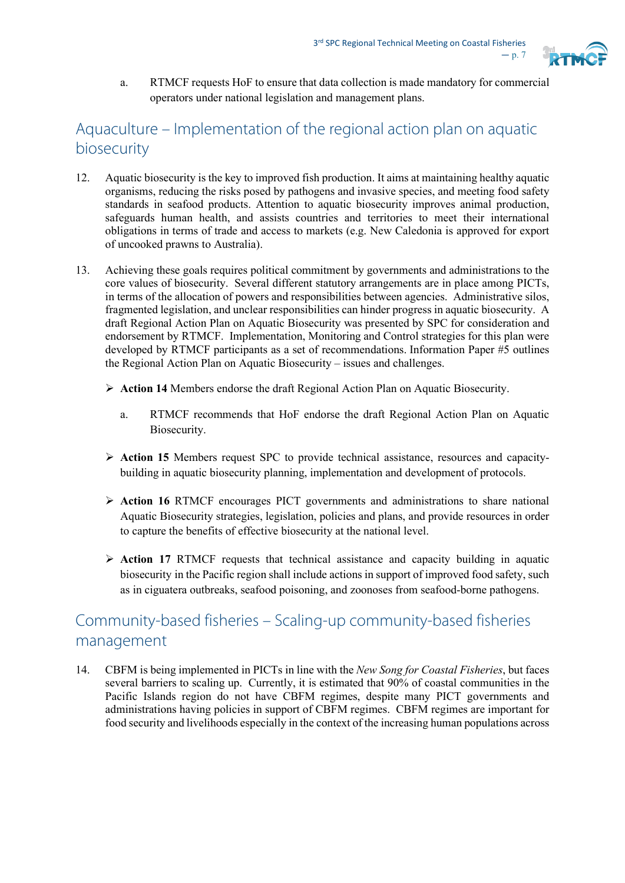a. RTMCF requests HoF to ensure that data collection is made mandatory for commercial operators under national legislation and management plans.

## Aquaculture – Implementation of the regional action plan on aquatic biosecurity

12. Aquatic biosecurity is the key to improved fish production. It aims at maintaining healthy aquatic organisms, reducing the risks posed by pathogens and invasive species, and meeting food safety standards in seafood products. Attention to aquatic biosecurity improves animal production, safeguards human health, and assists countries and territories to meet their international obligations in terms of trade and access to markets (e.g. New Caledonia is approved for export of uncooked prawns to Australia).

13. Achieving these goals requires political commitment by governments and administrations to the core values of biosecurity. Several different statutory arrangements are in place among PICTs, in terms of the allocation of powers and responsibilities between agencies. Administrative silos, fragmented legislation, and unclear responsibilities can hinder progress in aquatic biosecurity. A draft Regional Action Plan on Aquatic Biosecurity was presented by SPC for consideration and endorsement by RTMCF. Implementation, Monitoring and Control strategies for this plan were developed by RTMCF participants as a set of recommendations. Information Paper #5 outlines the Regional Action Plan on Aquatic Biosecurity – issues and challenges.

- **Action 14** Members endorse the draft Regional Action Plan on Aquatic Biosecurity.

  a. RTMCF recommends that HoF endorse the draft Regional Action Plan on Aquatic Biosecurity.

- **Action 15** Members request SPC to provide technical assistance, resources and capacity-building in aquatic biosecurity planning, implementation and development of protocols.

- **Action 16** RTMCF encourages PICT governments and administrations to share national Aquatic Biosecurity strategies, legislation, policies and plans, and provide resources in order to capture the benefits of effective biosecurity at the national level.

- **Action 17** RTMCF requests that technical assistance and capacity building in aquatic biosecurity in the Pacific region shall include actions in support of improved food safety, such as in ciguatera outbreaks, seafood poisoning, and zoonoses from seafood-borne pathogens.

## Community-based fisheries – Scaling-up community-based fisheries management

14. CBFM is being implemented in PICTs in line with the *New Song for Coastal Fisheries*, but faces several barriers to scaling up. Currently, it is estimated that 90% of coastal communities in the Pacific Islands region do not have CBFM regimes, despite many PICT governments and administrations having policies in support of CBFM regimes. CBFM regimes are important for food security and livelihoods especially in the context of the increasing human populations across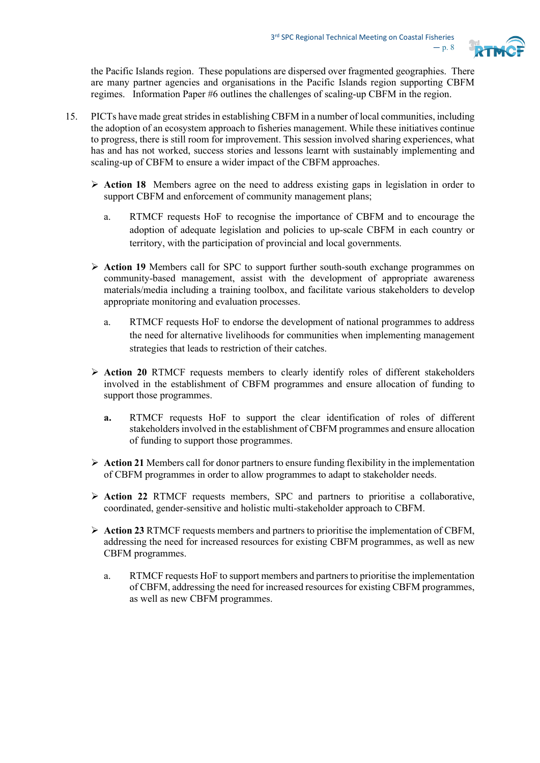the Pacific Islands region. These populations are dispersed over fragmented geographies. There are many partner agencies and organisations in the Pacific Islands region supporting CBFM regimes. Information Paper #6 outlines the challenges of scaling-up CBFM in the region.

15. PICTs have made great strides in establishing CBFM in a number of local communities, including the adoption of an ecosystem approach to fisheries management. While these initiatives continue to progress, there is still room for improvement. This session involved sharing experiences, what has and has not worked, success stories and lessons learnt with sustainably implementing and scaling-up of CBFM to ensure a wider impact of the CBFM approaches.

   - **Action 18** Members agree on the need to address existing gaps in legislation in order to support CBFM and enforcement of community management plans;

     a. RTMCF requests HoF to recognise the importance of CBFM and to encourage the adoption of adequate legislation and policies to up-scale CBFM in each country or territory, with the participation of provincial and local governments.

   - **Action 19** Members call for SPC to support further south-south exchange programmes on community-based management, assist with the development of appropriate awareness materials/media including a training toolbox, and facilitate various stakeholders to develop appropriate monitoring and evaluation processes.

     a. RTMCF requests HoF to endorse the development of national programmes to address the need for alternative livelihoods for communities when implementing management strategies that leads to restriction of their catches.

   - **Action 20** RTMCF requests members to clearly identify roles of different stakeholders involved in the establishment of CBFM programmes and ensure allocation of funding to support those programmes.

     **a.** RTMCF requests HoF to support the clear identification of roles of different stakeholders involved in the establishment of CBFM programmes and ensure allocation of funding to support those programmes.

   - **Action 21** Members call for donor partners to ensure funding flexibility in the implementation of CBFM programmes in order to allow programmes to adapt to stakeholder needs.

   - **Action 22** RTMCF requests members, SPC and partners to prioritise a collaborative, coordinated, gender-sensitive and holistic multi-stakeholder approach to CBFM.

   - **Action 23** RTMCF requests members and partners to prioritise the implementation of CBFM, addressing the need for increased resources for existing CBFM programmes, as well as new CBFM programmes.

     a. RTMCF requests HoF to support members and partners to prioritise the implementation of CBFM, addressing the need for increased resources for existing CBFM programmes, as well as new CBFM programmes.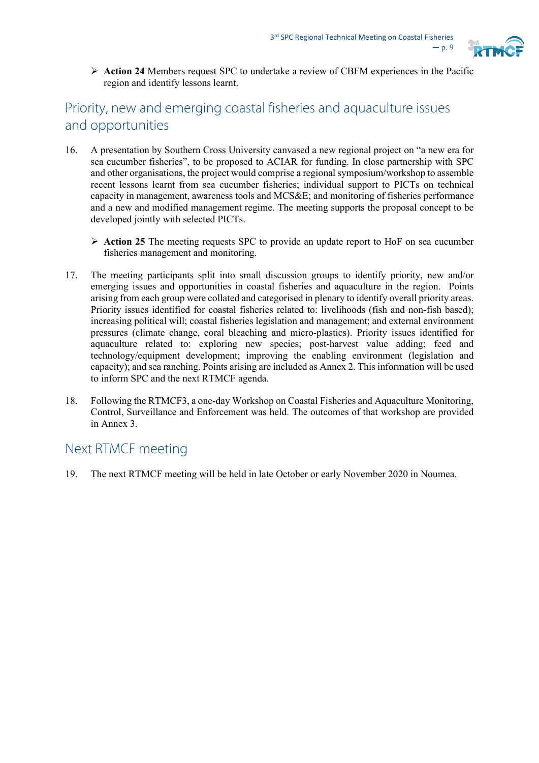- **Action 24** Members request SPC to undertake a review of CBFM experiences in the Pacific region and identify lessons learnt.

## Priority, new and emerging coastal fisheries and aquaculture issues and opportunities

16. A presentation by Southern Cross University canvased a new regional project on "a new era for sea cucumber fisheries", to be proposed to ACIAR for funding. In close partnership with SPC and other organisations, the project would comprise a regional symposium/workshop to assemble recent lessons learnt from sea cucumber fisheries; individual support to PICTs on technical capacity in management, awareness tools and MCS&E; and monitoring of fisheries performance and a new and modified management regime. The meeting supports the proposal concept to be developed jointly with selected PICTs.

    - **Action 25** The meeting requests SPC to provide an update report to HoF on sea cucumber fisheries management and monitoring.

17. The meeting participants split into small discussion groups to identify priority, new and/or emerging issues and opportunities in coastal fisheries and aquaculture in the region. Points arising from each group were collated and categorised in plenary to identify overall priority areas. Priority issues identified for coastal fisheries related to: livelihoods (fish and non-fish based); increasing political will; coastal fisheries legislation and management; and external environment pressures (climate change, coral bleaching and micro-plastics). Priority issues identified for aquaculture related to: exploring new species; post-harvest value adding; feed and technology/equipment development; improving the enabling environment (legislation and capacity); and sea ranching. Points arising are included as Annex 2. This information will be used to inform SPC and the next RTMCF agenda.

18. Following the RTMCF3, a one-day Workshop on Coastal Fisheries and Aquaculture Monitoring, Control, Surveillance and Enforcement was held. The outcomes of that workshop are provided in Annex 3.

## Next RTMCF meeting

19. The next RTMCF meeting will be held in late October or early November 2020 in Noumea.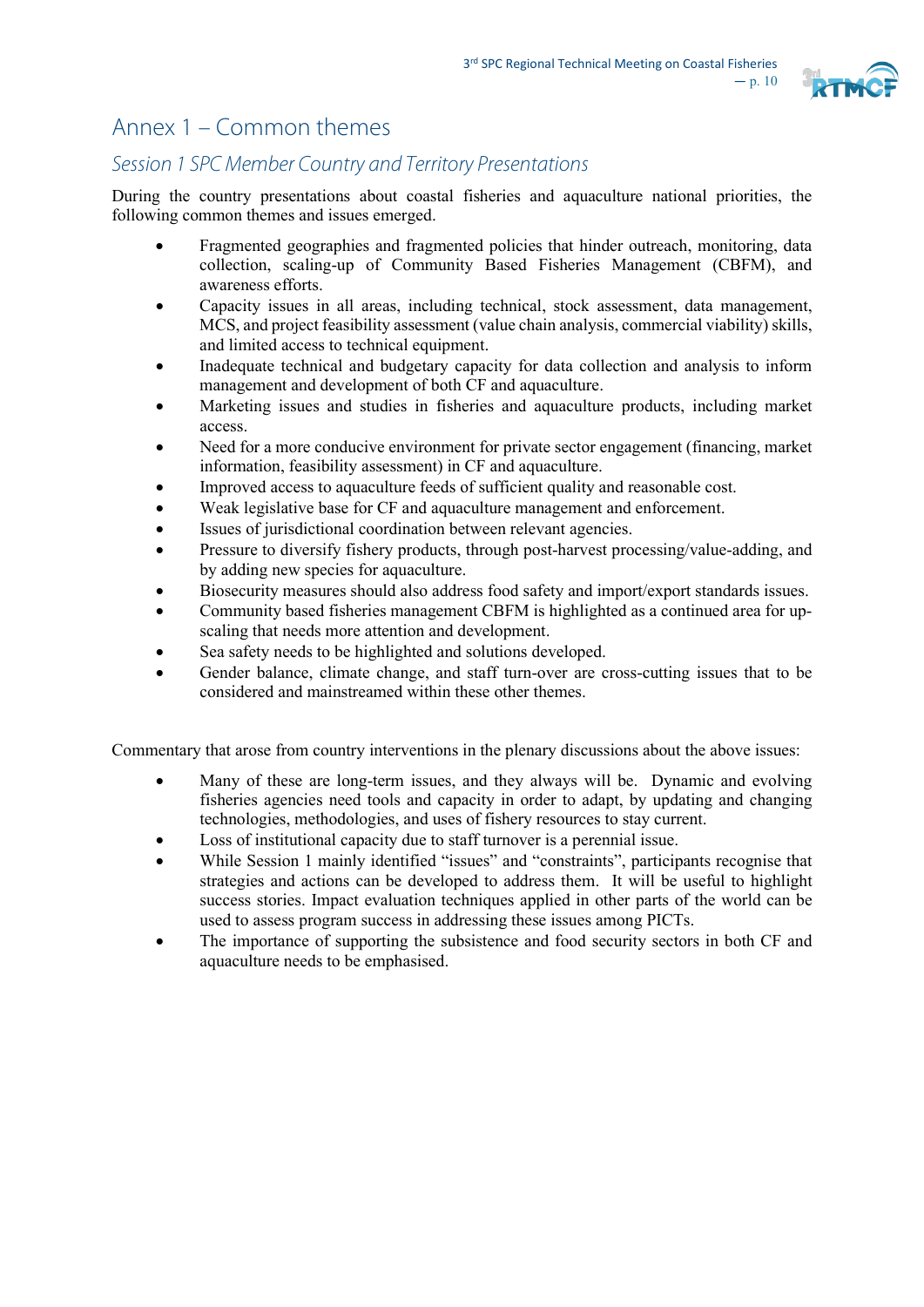# Annex 1 – Common themes

## *Session 1 SPC Member Country and Territory Presentations*

During the country presentations about coastal fisheries and aquaculture national priorities, the following common themes and issues emerged.

- Fragmented geographies and fragmented policies that hinder outreach, monitoring, data collection, scaling-up of Community Based Fisheries Management (CBFM), and awareness efforts.
- Capacity issues in all areas, including technical, stock assessment, data management, MCS, and project feasibility assessment (value chain analysis, commercial viability) skills, and limited access to technical equipment.
- Inadequate technical and budgetary capacity for data collection and analysis to inform management and development of both CF and aquaculture.
- Marketing issues and studies in fisheries and aquaculture products, including market access.
- Need for a more conducive environment for private sector engagement (financing, market information, feasibility assessment) in CF and aquaculture.
- Improved access to aquaculture feeds of sufficient quality and reasonable cost.
- Weak legislative base for CF and aquaculture management and enforcement.
- Issues of jurisdictional coordination between relevant agencies.
- Pressure to diversify fishery products, through post-harvest processing/value-adding, and by adding new species for aquaculture.
- Biosecurity measures should also address food safety and import/export standards issues.
- Community based fisheries management CBFM is highlighted as a continued area for up-scaling that needs more attention and development.
- Sea safety needs to be highlighted and solutions developed.
- Gender balance, climate change, and staff turn-over are cross-cutting issues that to be considered and mainstreamed within these other themes.

Commentary that arose from country interventions in the plenary discussions about the above issues:

- Many of these are long-term issues, and they always will be. Dynamic and evolving fisheries agencies need tools and capacity in order to adapt, by updating and changing technologies, methodologies, and uses of fishery resources to stay current.
- Loss of institutional capacity due to staff turnover is a perennial issue.
- While Session 1 mainly identified "issues" and "constraints", participants recognise that strategies and actions can be developed to address them. It will be useful to highlight success stories. Impact evaluation techniques applied in other parts of the world can be used to assess program success in addressing these issues among PICTs.
- The importance of supporting the subsistence and food security sectors in both CF and aquaculture needs to be emphasised.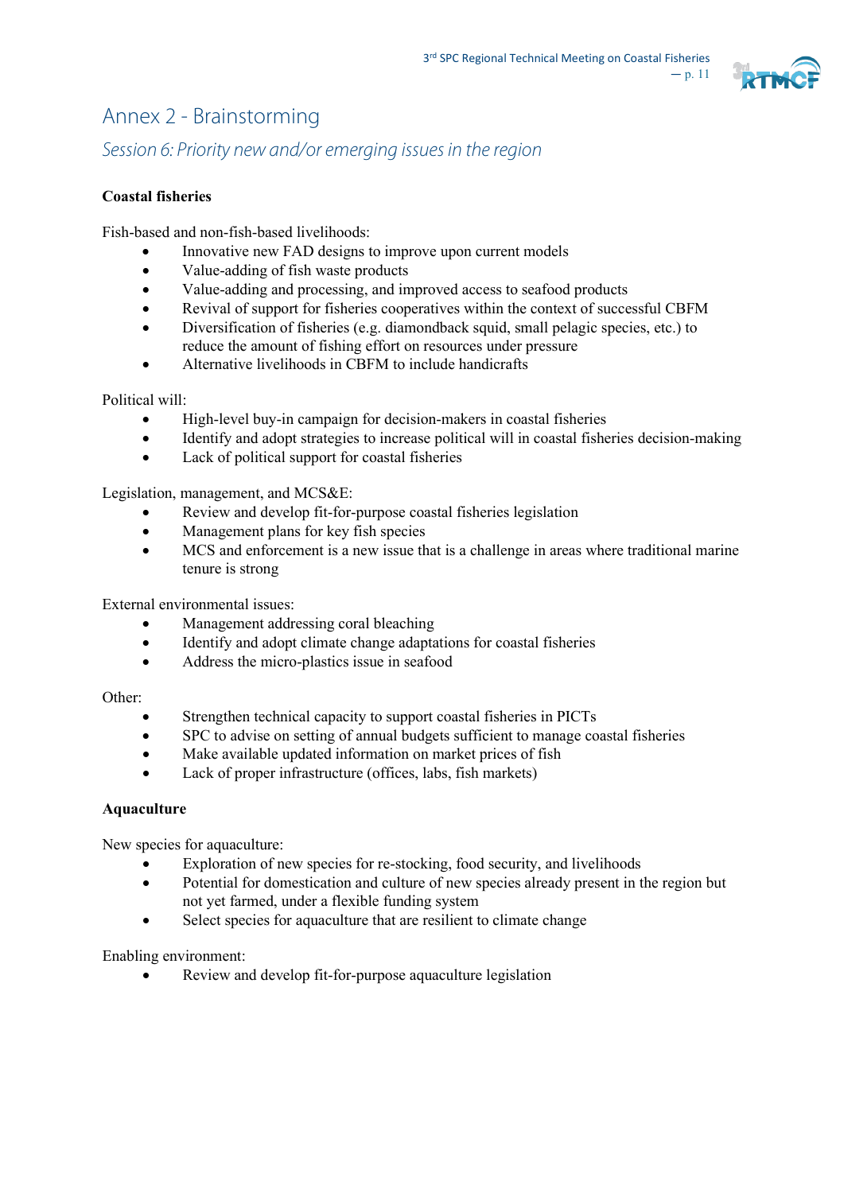# Annex 2 - Brainstorming

## *Session 6: Priority new and/or emerging issues in the region*

**Coastal fisheries**

Fish-based and non-fish-based livelihoods:

- Innovative new FAD designs to improve upon current models
- Value-adding of fish waste products
- Value-adding and processing, and improved access to seafood products
- Revival of support for fisheries cooperatives within the context of successful CBFM
- Diversification of fisheries (e.g. diamondback squid, small pelagic species, etc.) to reduce the amount of fishing effort on resources under pressure
- Alternative livelihoods in CBFM to include handicrafts

Political will:

- High-level buy-in campaign for decision-makers in coastal fisheries
- Identify and adopt strategies to increase political will in coastal fisheries decision-making
- Lack of political support for coastal fisheries

Legislation, management, and MCS&E:

- Review and develop fit-for-purpose coastal fisheries legislation
- Management plans for key fish species
- MCS and enforcement is a new issue that is a challenge in areas where traditional marine tenure is strong

External environmental issues:

- Management addressing coral bleaching
- Identify and adopt climate change adaptations for coastal fisheries
- Address the micro-plastics issue in seafood

Other:

- Strengthen technical capacity to support coastal fisheries in PICTs
- SPC to advise on setting of annual budgets sufficient to manage coastal fisheries
- Make available updated information on market prices of fish
- Lack of proper infrastructure (offices, labs, fish markets)

**Aquaculture**

New species for aquaculture:

- Exploration of new species for re-stocking, food security, and livelihoods
- Potential for domestication and culture of new species already present in the region but not yet farmed, under a flexible funding system
- Select species for aquaculture that are resilient to climate change

Enabling environment:

- Review and develop fit-for-purpose aquaculture legislation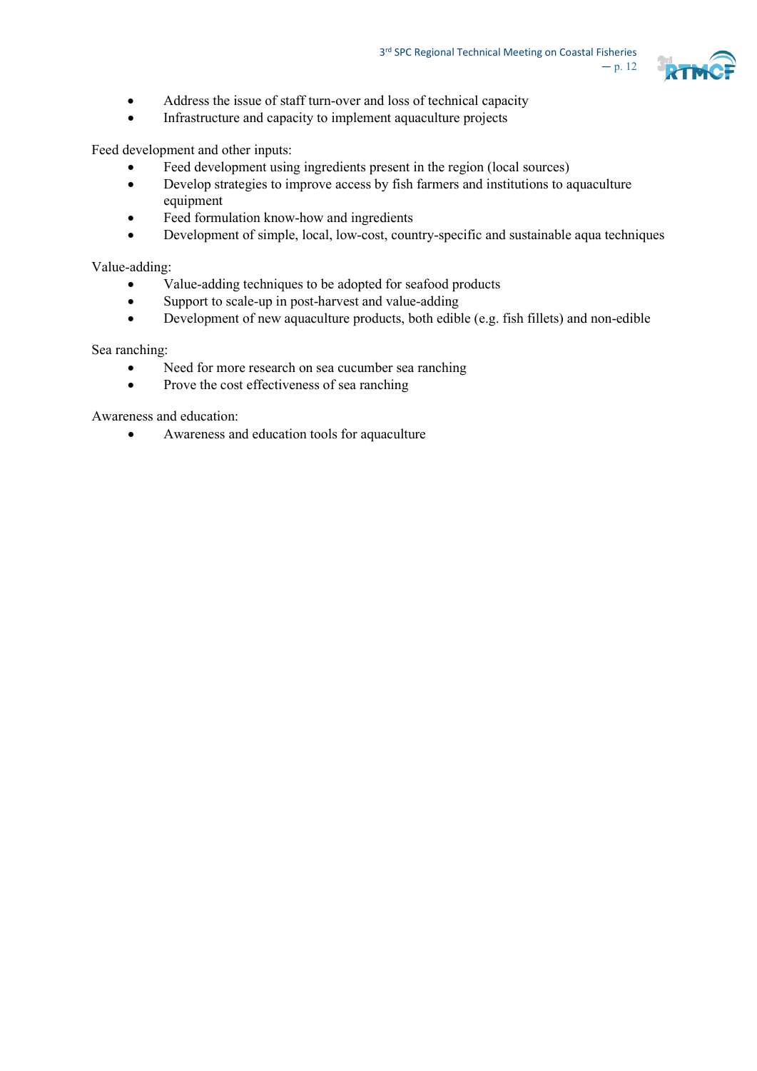- Address the issue of staff turn-over and loss of technical capacity
- Infrastructure and capacity to implement aquaculture projects

Feed development and other inputs:

- Feed development using ingredients present in the region (local sources)
- Develop strategies to improve access by fish farmers and institutions to aquaculture equipment
- Feed formulation know-how and ingredients
- Development of simple, local, low-cost, country-specific and sustainable aqua techniques

Value-adding:

- Value-adding techniques to be adopted for seafood products
- Support to scale-up in post-harvest and value-adding
- Development of new aquaculture products, both edible (e.g. fish fillets) and non-edible

Sea ranching:

- Need for more research on sea cucumber sea ranching
- Prove the cost effectiveness of sea ranching

Awareness and education:

- Awareness and education tools for aquaculture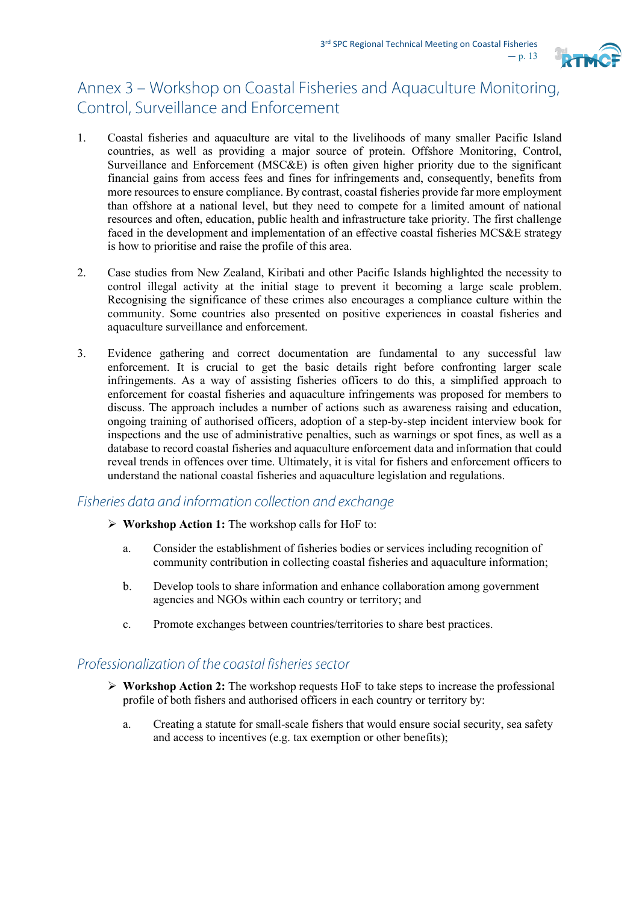# Annex 3 – Workshop on Coastal Fisheries and Aquaculture Monitoring, Control, Surveillance and Enforcement

1. Coastal fisheries and aquaculture are vital to the livelihoods of many smaller Pacific Island countries, as well as providing a major source of protein. Offshore Monitoring, Control, Surveillance and Enforcement (MSC&E) is often given higher priority due to the significant financial gains from access fees and fines for infringements and, consequently, benefits from more resources to ensure compliance. By contrast, coastal fisheries provide far more employment than offshore at a national level, but they need to compete for a limited amount of national resources and often, education, public health and infrastructure take priority. The first challenge faced in the development and implementation of an effective coastal fisheries MCS&E strategy is how to prioritise and raise the profile of this area.

2. Case studies from New Zealand, Kiribati and other Pacific Islands highlighted the necessity to control illegal activity at the initial stage to prevent it becoming a large scale problem. Recognising the significance of these crimes also encourages a compliance culture within the community. Some countries also presented on positive experiences in coastal fisheries and aquaculture surveillance and enforcement.

3. Evidence gathering and correct documentation are fundamental to any successful law enforcement. It is crucial to get the basic details right before confronting larger scale infringements. As a way of assisting fisheries officers to do this, a simplified approach to enforcement for coastal fisheries and aquaculture infringements was proposed for members to discuss. The approach includes a number of actions such as awareness raising and education, ongoing training of authorised officers, adoption of a step-by-step incident interview book for inspections and the use of administrative penalties, such as warnings or spot fines, as well as a database to record coastal fisheries and aquaculture enforcement data and information that could reveal trends in offences over time. Ultimately, it is vital for fishers and enforcement officers to understand the national coastal fisheries and aquaculture legislation and regulations.

## *Fisheries data and information collection and exchange*

- **Workshop Action 1:** The workshop calls for HoF to:

  a. Consider the establishment of fisheries bodies or services including recognition of community contribution in collecting coastal fisheries and aquaculture information;

  b. Develop tools to share information and enhance collaboration among government agencies and NGOs within each country or territory; and

  c. Promote exchanges between countries/territories to share best practices.

## *Professionalization of the coastal fisheries sector*

- **Workshop Action 2:** The workshop requests HoF to take steps to increase the professional profile of both fishers and authorised officers in each country or territory by:

  a. Creating a statute for small-scale fishers that would ensure social security, sea safety and access to incentives (e.g. tax exemption or other benefits);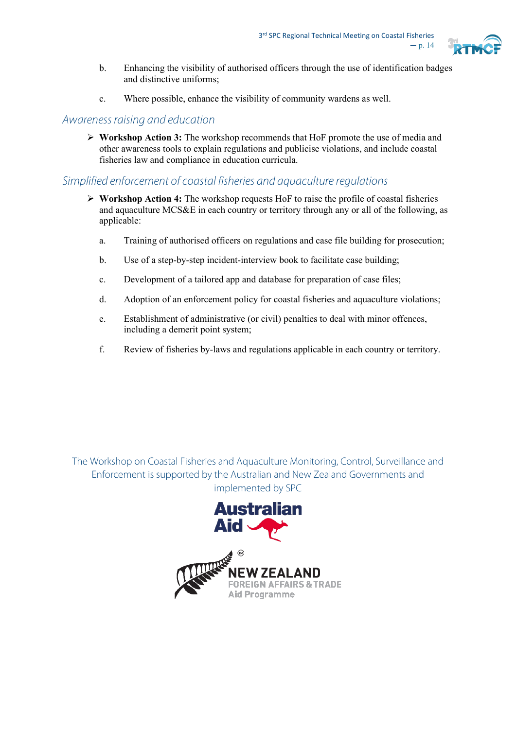b. Enhancing the visibility of authorised officers through the use of identification badges and distinctive uniforms;

c. Where possible, enhance the visibility of community wardens as well.

### *Awareness raising and education*

- **Workshop Action 3:** The workshop recommends that HoF promote the use of media and other awareness tools to explain regulations and publicise violations, and include coastal fisheries law and compliance in education curricula.

### *Simplified enforcement of coastal fisheries and aquaculture regulations*

- **Workshop Action 4:** The workshop requests HoF to raise the profile of coastal fisheries and aquaculture MCS&E in each country or territory through any or all of the following, as applicable:

  a. Training of authorised officers on regulations and case file building for prosecution;

  b. Use of a step-by-step incident-interview book to facilitate case building;

  c. Development of a tailored app and database for preparation of case files;

  d. Adoption of an enforcement policy for coastal fisheries and aquaculture violations;

  e. Establishment of administrative (or civil) penalties to deal with minor offences, including a demerit point system;

  f. Review of fisheries by-laws and regulations applicable in each country or territory.

The Workshop on Coastal Fisheries and Aquaculture Monitoring, Control, Surveillance and Enforcement is supported by the Australian and New Zealand Governments and implemented by SPC

Australian Aid

NEW ZEALAND FOREIGN AFFAIRS & TRADE Aid Programme